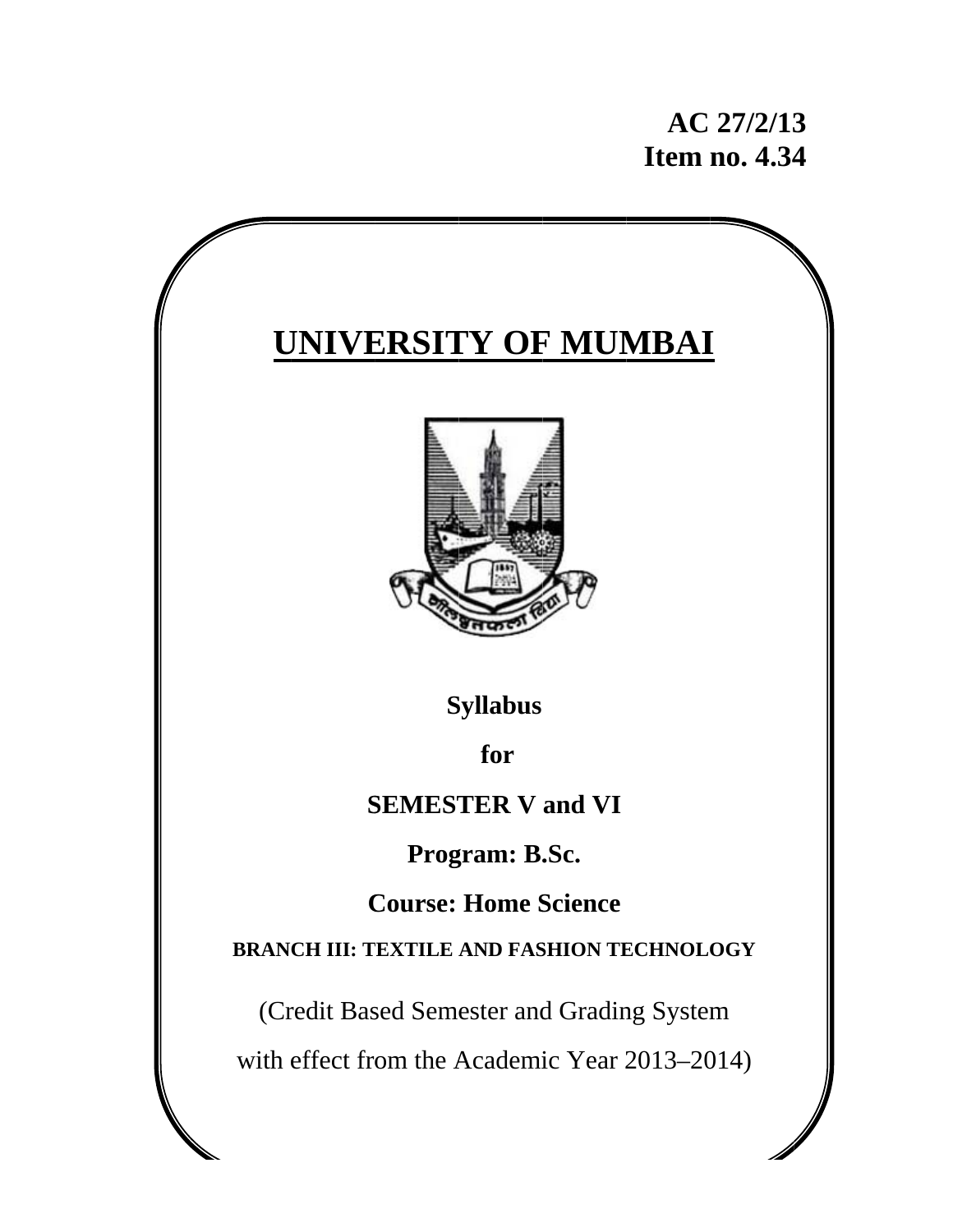**AC 27/2/13**
**Item no. 4.34**

# UNIVERSITY OF MUMBAI

**Syllabus**

**for**

**SEMESTER V and VI**

**Program: B.Sc.**

**Course: Home Science**

**BRANCH III: TEXTILE AND FASHION TECHNOLOGY**

(Credit Based Semester and Grading System

with effect from the Academic Year 2013–2014)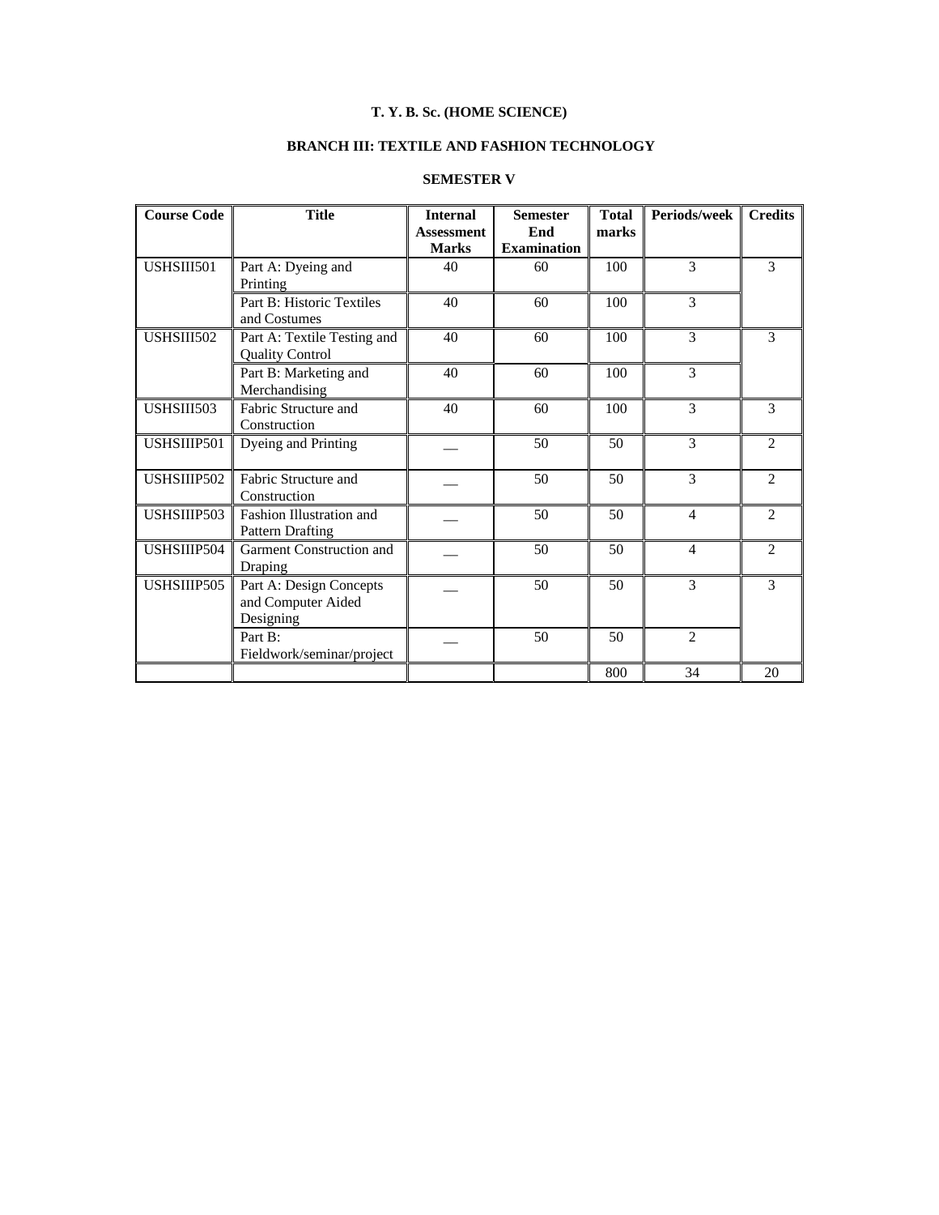**T. Y. B. Sc. (HOME SCIENCE)**

**BRANCH III: TEXTILE AND FASHION TECHNOLOGY**

**SEMESTER V**

| Course Code | Title | Internal Assessment Marks | Semester End Examination | Total marks | Periods/week | Credits |
|---|---|---|---|---|---|---|
| USHSIII501 | Part A: Dyeing and Printing | 40 | 60 | 100 | 3 | 3 |
| | Part B: Historic Textiles and Costumes | 40 | 60 | 100 | 3 | |
| USHSIII502 | Part A: Textile Testing and Quality Control | 40 | 60 | 100 | 3 | 3 |
| | Part B: Marketing and Merchandising | 40 | 60 | 100 | 3 | |
| USHSIII503 | Fabric Structure and Construction | 40 | 60 | 100 | 3 | 3 |
| USHSIIIP501 | Dyeing and Printing | __ | 50 | 50 | 3 | 2 |
| USHSIIIP502 | Fabric Structure and Construction | __ | 50 | 50 | 3 | 2 |
| USHSIIIP503 | Fashion Illustration and Pattern Drafting | __ | 50 | 50 | 4 | 2 |
| USHSIIIP504 | Garment Construction and Draping | __ | 50 | 50 | 4 | 2 |
| USHSIIIP505 | Part A: Design Concepts and Computer Aided Designing | __ | 50 | 50 | 3 | 3 |
| | Part B: Fieldwork/seminar/project | __ | 50 | 50 | 2 | |
| | | | | 800 | 34 | 20 |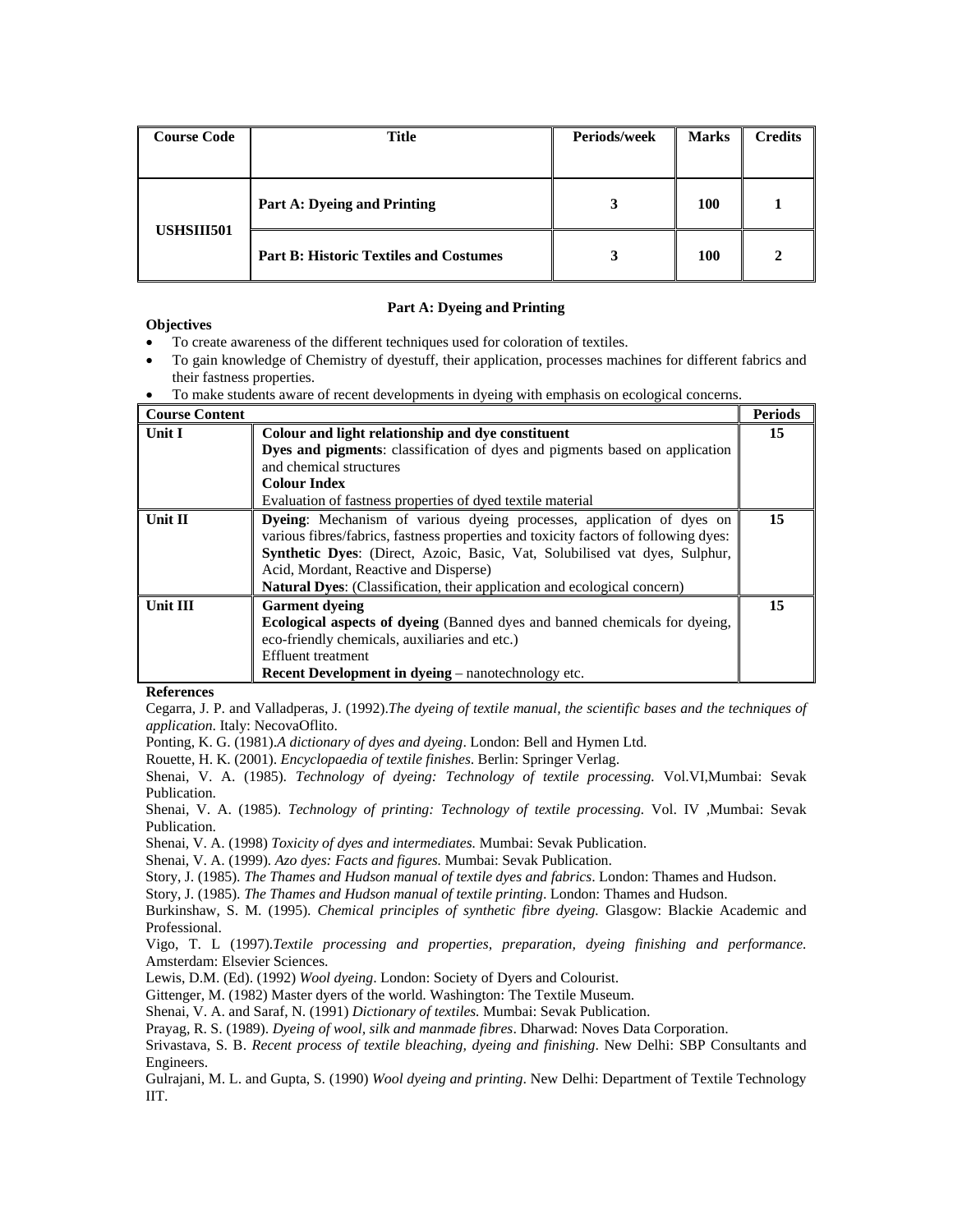| Course Code | Title | Periods/week | Marks | Credits |
|---|---|---|---|---|
| USHSIII501 | **Part A: Dyeing and Printing** | **3** | **100** | **1** |
| | **Part B: Historic Textiles and Costumes** | **3** | **100** | **2** |

## Part A: Dyeing and Printing

**Objectives**

- To create awareness of the different techniques used for coloration of textiles.
- To gain knowledge of Chemistry of dyestuff, their application, processes machines for different fabrics and their fastness properties.
- To make students aware of recent developments in dyeing with emphasis on ecological concerns.

| Course Content | | Periods |
|---|---|---|
| **Unit I** | **Colour and light relationship and dye constituent**<br>**Dyes and pigments**: classification of dyes and pigments based on application and chemical structures<br>**Colour Index**<br>Evaluation of fastness properties of dyed textile material | **15** |
| **Unit II** | **Dyeing**: Mechanism of various dyeing processes, application of dyes on various fibres/fabrics, fastness properties and toxicity factors of following dyes:<br>**Synthetic Dyes**: (Direct, Azoic, Basic, Vat, Solubilised vat dyes, Sulphur, Acid, Mordant, Reactive and Disperse)<br>**Natural Dyes**: (Classification, their application and ecological concern) | **15** |
| **Unit III** | **Garment dyeing**<br>**Ecological aspects of dyeing** (Banned dyes and banned chemicals for dyeing, eco-friendly chemicals, auxiliaries and etc.)<br>Effluent treatment<br>**Recent Development in dyeing** – nanotechnology etc. | **15** |

**References**

Cegarra, J. P. and Valladperas, J. (1992).*The dyeing of textile manual, the scientific bases and the techniques of application*. Italy: NecovaOflito.

Ponting, K. G. (1981).*A dictionary of dyes and dyeing*. London: Bell and Hymen Ltd.

Rouette, H. K. (2001). *Encyclopaedia of textile finishes*. Berlin: Springer Verlag.

Shenai, V. A. (1985). *Technology of dyeing: Technology of textile processing.* Vol.VI,Mumbai: Sevak Publication.

Shenai, V. A. (1985). *Technology of printing: Technology of textile processing.* Vol. IV ,Mumbai: Sevak Publication.

Shenai, V. A. (1998) *Toxicity of dyes and intermediates.* Mumbai: Sevak Publication.

Shenai, V. A. (1999). *Azo dyes: Facts and figures.* Mumbai: Sevak Publication.

Story, J. (1985). *The Thames and Hudson manual of textile dyes and fabrics*. London: Thames and Hudson.

Story, J. (1985). *The Thames and Hudson manual of textile printing*. London: Thames and Hudson.

Burkinshaw, S. M. (1995). *Chemical principles of synthetic fibre dyeing.* Glasgow: Blackie Academic and Professional.

Vigo, T. L (1997).*Textile processing and properties, preparation, dyeing finishing and performance.* Amsterdam: Elsevier Sciences.

Lewis, D.M. (Ed). (1992) *Wool dyeing*. London: Society of Dyers and Colourist.

Gittenger, M. (1982) Master dyers of the world. Washington: The Textile Museum.

Shenai, V. A. and Saraf, N. (1991) *Dictionary of textiles.* Mumbai: Sevak Publication.

Prayag, R. S. (1989). *Dyeing of wool, silk and manmade fibres*. Dharwad: Noves Data Corporation.

Srivastava, S. B. *Recent process of textile bleaching, dyeing and finishing*. New Delhi: SBP Consultants and Engineers.

Gulrajani, M. L. and Gupta, S. (1990) *Wool dyeing and printing*. New Delhi: Department of Textile Technology IIT.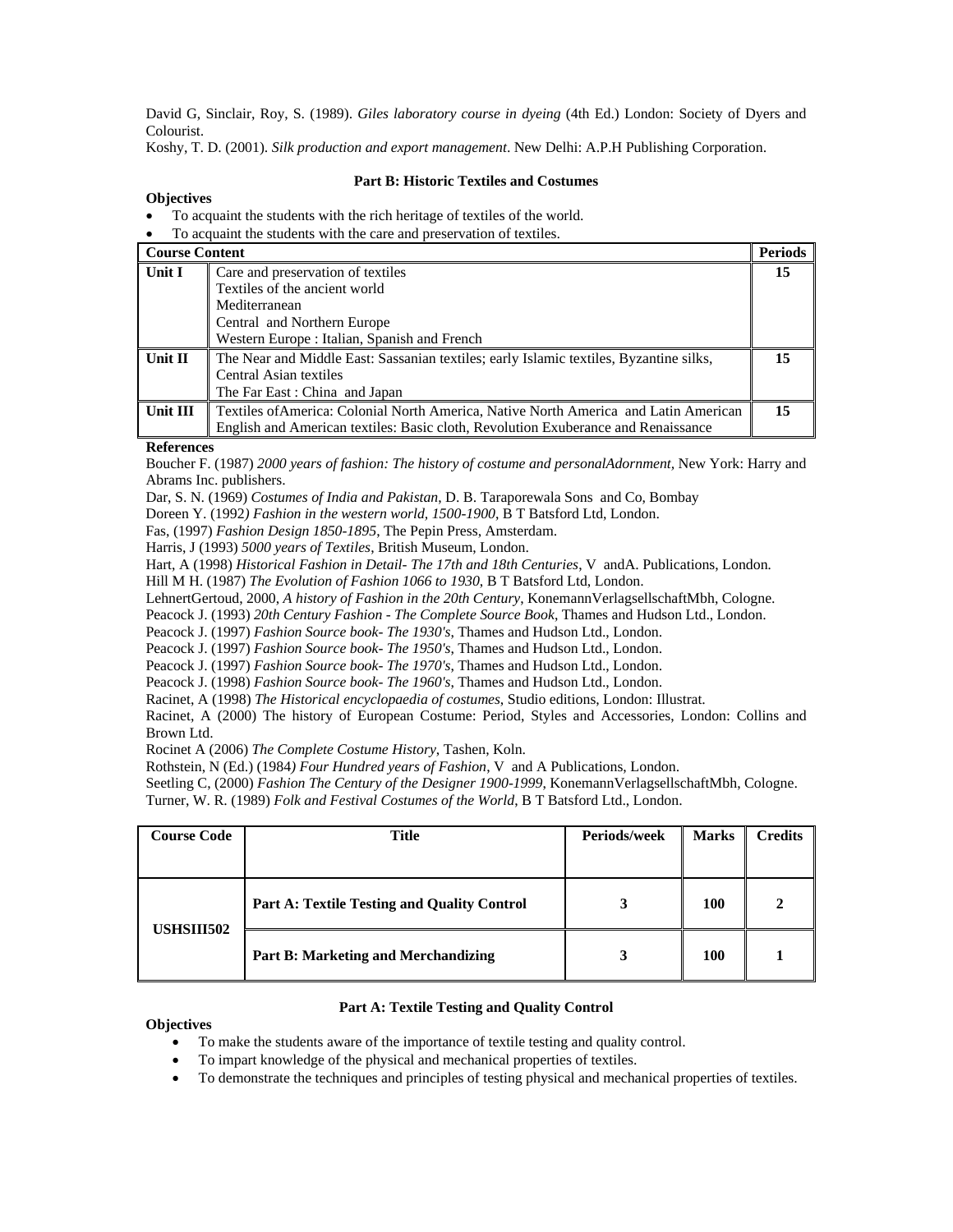David G, Sinclair, Roy, S. (1989). *Giles laboratory course in dyeing* (4th Ed.) London: Society of Dyers and Colourist.

Koshy, T. D. (2001). *Silk production and export management*. New Delhi: A.P.H Publishing Corporation.

### Part B: Historic Textiles and Costumes

**Objectives**

- To acquaint the students with the rich heritage of textiles of the world.
- To acquaint the students with the care and preservation of textiles.

| Course Content | | Periods |
|---|---|---|
| **Unit I** | Care and preservation of textiles<br>Textiles of the ancient world<br>Mediterranean<br>Central and Northern Europe<br>Western Europe : Italian, Spanish and French | **15** |
| **Unit II** | The Near and Middle East: Sassanian textiles; early Islamic textiles, Byzantine silks,<br>Central Asian textiles<br>The Far East : China and Japan | **15** |
| **Unit III** | Textiles ofAmerica: Colonial North America, Native North America and Latin American<br>English and American textiles: Basic cloth, Revolution Exuberance and Renaissance | **15** |

**References**

Boucher F. (1987) *2000 years of fashion: The history of costume and personalAdornment*, New York: Harry and Abrams Inc. publishers.

Dar, S. N. (1969) *Costumes of India and Pakistan*, D. B. Taraporewala Sons and Co, Bombay

Doreen Y. (1992*) Fashion in the western world, 1500-1900*, B T Batsford Ltd, London.

Fas, (1997) *Fashion Design 1850-1895*, The Pepin Press, Amsterdam.

Harris, J (1993) *5000 years of Textiles*, British Museum, London.

Hart, A (1998) *Historical Fashion in Detail- The 17th and 18th Centuries*, V andA. Publications, London.

Hill M H. (1987) *The Evolution of Fashion 1066 to 1930*, B T Batsford Ltd, London.

LehnertGertoud, 2000, *A history of Fashion in the 20th Century*, KonemannVerlagsellschaftMbh, Cologne.

Peacock J. (1993) *20th Century Fashion - The Complete Source Book*, Thames and Hudson Ltd., London.

Peacock J. (1997) *Fashion Source book- The 1930's*, Thames and Hudson Ltd., London.

Peacock J. (1997) *Fashion Source book- The 1950's*, Thames and Hudson Ltd., London.

Peacock J. (1997) *Fashion Source book- The 1970's*, Thames and Hudson Ltd., London.

Peacock J. (1998) *Fashion Source book- The 1960's*, Thames and Hudson Ltd., London.

Racinet, A (1998) *The Historical encyclopaedia of costumes*, Studio editions, London: Illustrat.

Racinet, A (2000) The history of European Costume: Period, Styles and Accessories, London: Collins and Brown Ltd.

Rocinet A (2006) *The Complete Costume History*, Tashen, Koln.

Rothstein, N (Ed.) (1984*) Four Hundred years of Fashion*, V and A Publications, London.

Seetling C, (2000) *Fashion The Century of the Designer 1900-1999*, KonemannVerlagsellschaftMbh, Cologne.

Turner, W. R. (1989) *Folk and Festival Costumes of the World*, B T Batsford Ltd., London.

| Course Code | Title | Periods/week | Marks | Credits |
|---|---|---|---|---|
| **USHSIII502** | **Part A: Textile Testing and Quality Control** | **3** | **100** | **2** |
| | **Part B: Marketing and Merchandizing** | **3** | **100** | **1** |

### Part A: Textile Testing and Quality Control

**Objectives**

- To make the students aware of the importance of textile testing and quality control.
- To impart knowledge of the physical and mechanical properties of textiles.
- To demonstrate the techniques and principles of testing physical and mechanical properties of textiles.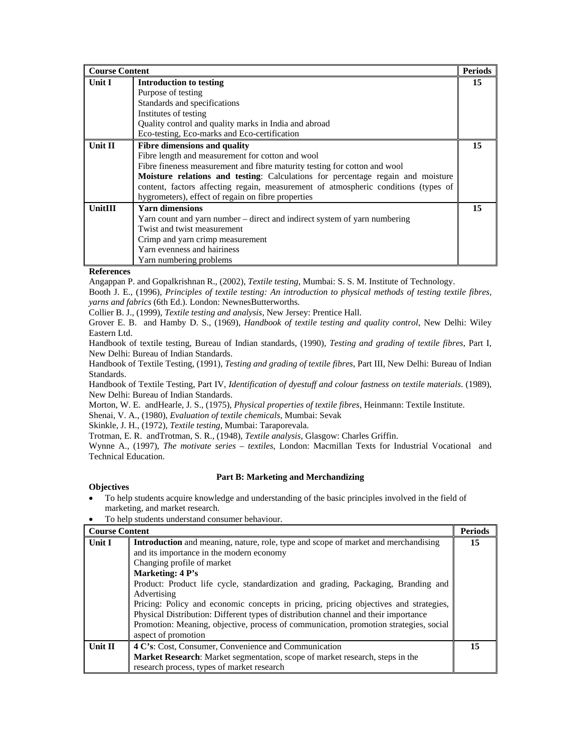| Course Content | | Periods |
|---|---|---|
| Unit I | **Introduction to testing**<br>Purpose of testing<br>Standards and specifications<br>Institutes of testing<br>Quality control and quality marks in India and abroad<br>Eco-testing, Eco-marks and Eco-certification | 15 |
| Unit II | **Fibre dimensions and quality**<br>Fibre length and measurement for cotton and wool<br>Fibre fineness measurement and fibre maturity testing for cotton and wool<br>**Moisture relations and testing**: Calculations for percentage regain and moisture content, factors affecting regain, measurement of atmospheric conditions (types of hygrometers), effect of regain on fibre properties | 15 |
| UnitIII | **Yarn dimensions**<br>Yarn count and yarn number – direct and indirect system of yarn numbering<br>Twist and twist measurement<br>Crimp and yarn crimp measurement<br>Yarn evenness and hairiness<br>Yarn numbering problems | 15 |

**References**

Angappan P. and Gopalkrishnan R., (2002), *Textile testing*, Mumbai: S. S. M. Institute of Technology.

Booth J. E., (1996), *Principles of textile testing: An introduction to physical methods of testing textile fibres, yarns and fabrics* (6th Ed.). London: NewnesButterworths.

Collier B. J., (1999), *Textile testing and analysis*, New Jersey: Prentice Hall.

Grover E. B. and Hamby D. S., (1969), *Handbook of textile testing and quality control*, New Delhi: Wiley Eastern Ltd.

Handbook of textile testing, Bureau of Indian standards, (1990), *Testing and grading of textile fibres*, Part I, New Delhi: Bureau of Indian Standards.

Handbook of Textile Testing, (1991), *Testing and grading of textile fibres*, Part III, New Delhi: Bureau of Indian Standards.

Handbook of Textile Testing, Part IV, *Identification of dyestuff and colour fastness on textile materials*. (1989), New Delhi: Bureau of Indian Standards.

Morton, W. E. andHearle, J. S., (1975), *Physical properties of textile fibres*, Heinmann: Textile Institute.

Shenai, V. A., (1980), *Evaluation of textile chemicals*, Mumbai: Sevak

Skinkle, J. H., (1972), *Textile testing*, Mumbai: Taraporevala.

Trotman, E. R. andTrotman, S. R., (1948), *Textile analysis*, Glasgow: Charles Griffin.

Wynne A., (1997), *The motivate series – textiles*, London: Macmillan Texts for Industrial Vocational and Technical Education.

## Part B: Marketing and Merchandizing

**Objectives**

- To help students acquire knowledge and understanding of the basic principles involved in the field of marketing, and market research.
- To help students understand consumer behaviour.

| Course Content | | Periods |
|---|---|---|
| Unit I | **Introduction** and meaning, nature, role, type and scope of market and merchandising and its importance in the modern economy<br>Changing profile of market<br>**Marketing: 4 P's**<br>Product: Product life cycle, standardization and grading, Packaging, Branding and Advertising<br>Pricing: Policy and economic concepts in pricing, pricing objectives and strategies,<br>Physical Distribution: Different types of distribution channel and their importance<br>Promotion: Meaning, objective, process of communication, promotion strategies, social aspect of promotion | 15 |
| Unit II | **4 C's**: Cost, Consumer, Convenience and Communication<br>**Market Research**: Market segmentation, scope of market research, steps in the research process, types of market research | 15 |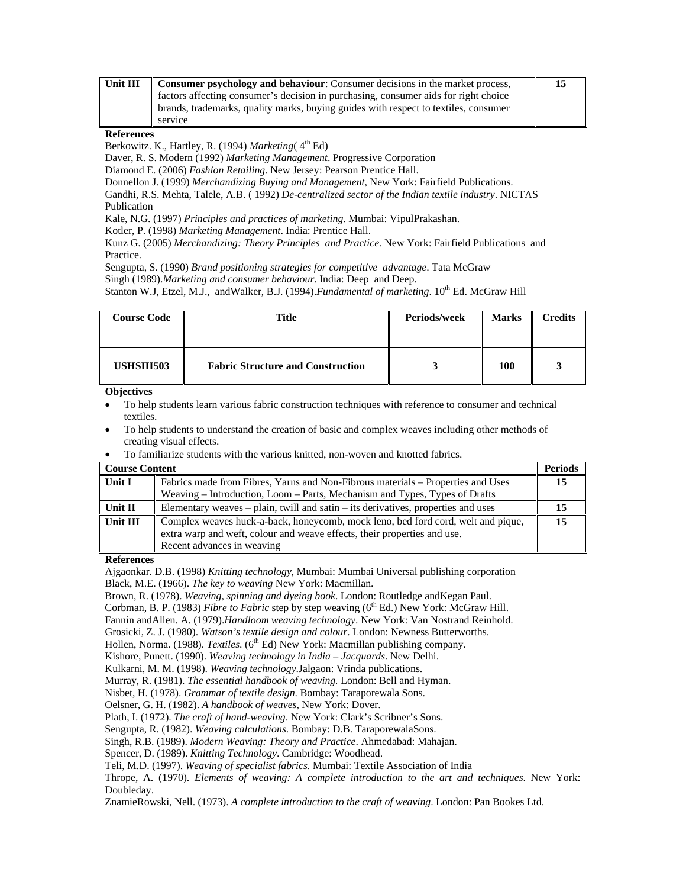| Unit III | **Consumer psychology and behaviour**: Consumer decisions in the market process, factors affecting consumer's decision in purchasing, consumer aids for right choice brands, trademarks, quality marks, buying guides with respect to textiles, consumer service | 15 |
|---|---|---|

**References**

Berkowitz. K., Hartley, R. (1994) *Marketing*( 4th Ed)

Daver, R. S. Modern (1992) *Marketing Management*. Progressive Corporation

Diamond E. (2006) *Fashion Retailing*. New Jersey: Pearson Prentice Hall.

Donnellon J. (1999) *Merchandizing Buying and Management*, New York: Fairfield Publications.

Gandhi, R.S. Mehta, Talele, A.B. ( 1992) *De-centralized sector of the Indian textile industry*. NICTAS Publication

Kale, N.G. (1997) *Principles and practices of marketing*. Mumbai: VipulPrakashan.

Kotler, P. (1998) *Marketing Management*. India: Prentice Hall.

Kunz G. (2005) *Merchandizing: Theory Principles and Practice*. New York: Fairfield Publications and Practice.

Sengupta, S. (1990) *Brand positioning strategies for competitive advantage*. Tata McGraw

Singh (1989).*Marketing and consumer behaviour*. India: Deep and Deep.

Stanton W.J, Etzel, M.J., andWalker, B.J. (1994).*Fundamental of marketing*. 10th Ed. McGraw Hill

| Course Code | Title | Periods/week | Marks | Credits |
|---|---|---|---|---|
| **USHSIII503** | **Fabric Structure and Construction** | **3** | **100** | **3** |

**Objectives**

- To help students learn various fabric construction techniques with reference to consumer and technical textiles.
- To help students to understand the creation of basic and complex weaves including other methods of creating visual effects.
- To familiarize students with the various knitted, non-woven and knotted fabrics.

| **Course Content** | | **Periods** |
|---|---|---|
| **Unit I** | Fabrics made from Fibres, Yarns and Non-Fibrous materials – Properties and Uses<br>Weaving – Introduction, Loom – Parts, Mechanism and Types, Types of Drafts | **15** |
| **Unit II** | Elementary weaves – plain, twill and satin – its derivatives, properties and uses | **15** |
| **Unit III** | Complex weaves huck-a-back, honeycomb, mock leno, bed ford cord, welt and pique, extra warp and weft, colour and weave effects, their properties and use.<br>Recent advances in weaving | **15** |

**References**

Ajgaonkar. D.B. (1998) *Knitting technology*, Mumbai: Mumbai Universal publishing corporation

Black, M.E. (1966). *The key to weaving* New York: Macmillan.

Brown, R. (1978). *Weaving, spinning and dyeing book*. London: Routledge andKegan Paul.

Corbman, B. P. (1983) *Fibre to Fabric* step by step weaving (6th Ed.) New York: McGraw Hill.

Fannin andAllen. A. (1979).*Handloom weaving technology*. New York: Van Nostrand Reinhold.

Grosicki, Z. J. (1980). *Watson's textile design and colour*. London: Newness Butterworths.

Hollen, Norma. (1988). *Textiles*. (6th Ed) New York: Macmillan publishing company.

Kishore, Punett. (1990). *Weaving technology in India – Jacquards*. New Delhi.

Kulkarni, M. M. (1998). *Weaving technology*.Jalgaon: Vrinda publications.

Murray, R. (1981). *The essential handbook of weaving.* London: Bell and Hyman.

Nisbet, H. (1978). *Grammar of textile design*. Bombay: Taraporewala Sons.

Oelsner, G. H. (1982). *A handbook of weaves*, New York: Dover.

Plath, I. (1972). *The craft of hand-weaving*. New York: Clark's Scribner's Sons.

Sengupta, R. (1982). *Weaving calculations*. Bombay: D.B. TaraporewalaSons.

Singh, R.B. (1989). *Modern Weaving: Theory and Practice*. Ahmedabad: Mahajan.

Spencer, D. (1989). *Knitting Technology*. Cambridge: Woodhead.

Teli, M.D. (1997). *Weaving of specialist fabrics*. Mumbai: Textile Association of India

Thrope, A. (1970). *Elements of weaving: A complete introduction to the art and techniques*. New York: Doubleday.

ZnamieRowski, Nell. (1973). *A complete introduction to the craft of weaving*. London: Pan Bookes Ltd.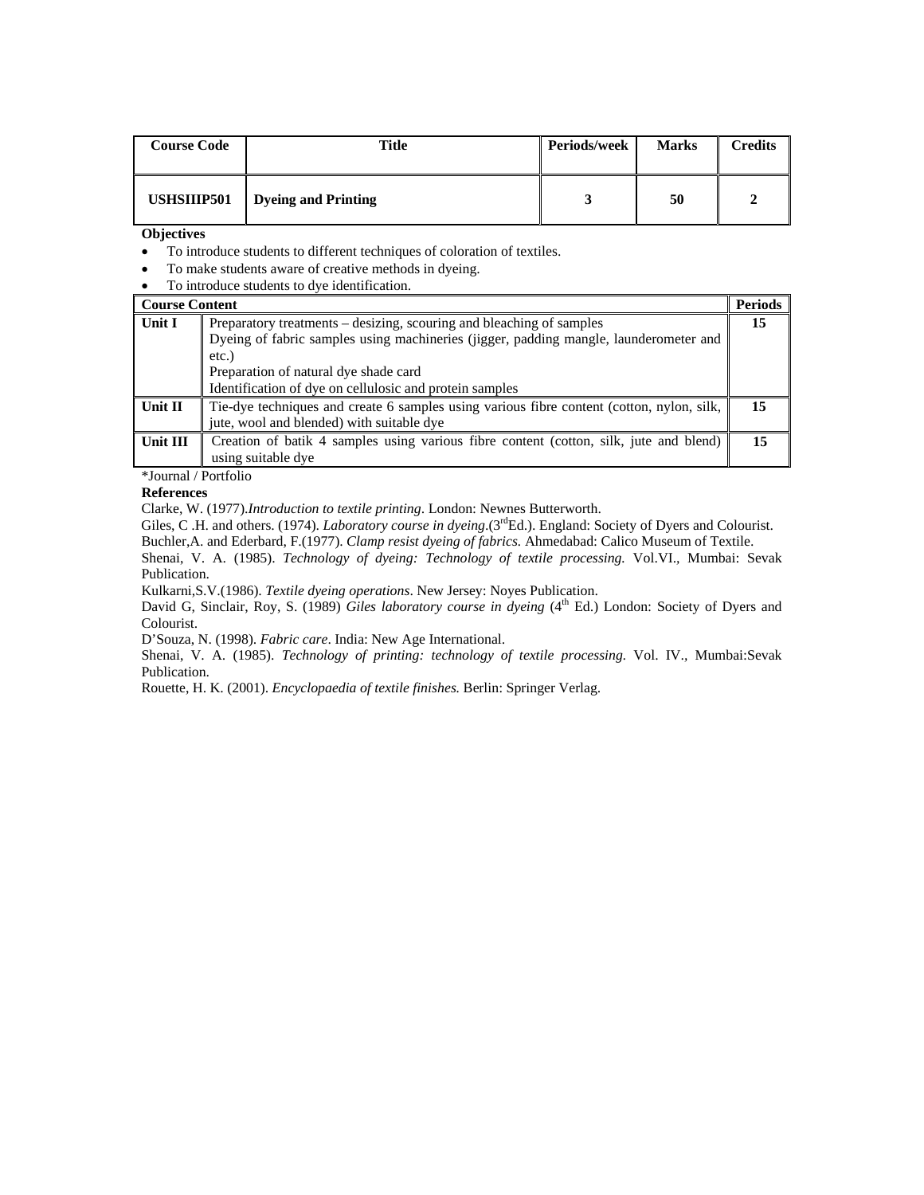| Course Code | Title | Periods/week | Marks | Credits |
|---|---|---|---|---|
| USHSIIIP501 | **Dyeing and Printing** | 3 | 50 | 2 |

**Objectives**

- To introduce students to different techniques of coloration of textiles.
- To make students aware of creative methods in dyeing.
- To introduce students to dye identification.

| Course Content | | Periods |
|---|---|---|
| **Unit I** | Preparatory treatments – desizing, scouring and bleaching of samples<br>Dyeing of fabric samples using machineries (jigger, padding mangle, launderometer and etc.)<br>Preparation of natural dye shade card<br>Identification of dye on cellulosic and protein samples | **15** |
| **Unit II** | Tie-dye techniques and create 6 samples using various fibre content (cotton, nylon, silk, jute, wool and blended) with suitable dye | **15** |
| **Unit III** | Creation of batik 4 samples using various fibre content (cotton, silk, jute and blend) using suitable dye | **15** |

*Journal / Portfolio

**References**

Clarke, W. (1977).*Introduction to textile printing*. London: Newnes Butterworth.

Giles, C .H. and others. (1974). *Laboratory course in dyeing*.(3rdEd.). England: Society of Dyers and Colourist.

Buchler,A. and Ederbard, F.(1977). *Clamp resist dyeing of fabrics.* Ahmedabad: Calico Museum of Textile.

Shenai, V. A. (1985). *Technology of dyeing: Technology of textile processing.* Vol.VI., Mumbai: Sevak Publication.

Kulkarni,S.V.(1986). *Textile dyeing operations*. New Jersey: Noyes Publication.

David G, Sinclair, Roy, S. (1989) *Giles laboratory course in dyeing* (4th Ed.) London: Society of Dyers and Colourist.

D'Souza, N. (1998). *Fabric care*. India: New Age International.

Shenai, V. A. (1985). *Technology of printing: technology of textile processing.* Vol. IV., Mumbai:Sevak Publication.

Rouette, H. K. (2001). *Encyclopaedia of textile finishes.* Berlin: Springer Verlag.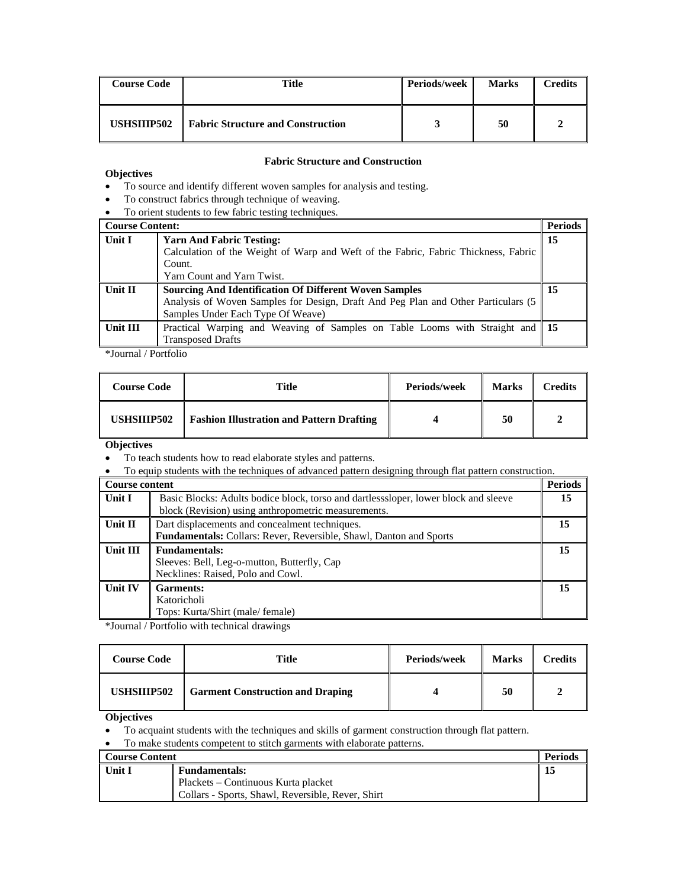| Course Code | Title | Periods/week | Marks | Credits |
|---|---|---|---|---|
| USHSIIIP502 | **Fabric Structure and Construction** | 3 | 50 | 2 |

**Fabric Structure and Construction**

**Objectives**

- To source and identify different woven samples for analysis and testing.
- To construct fabrics through technique of weaving.
- To orient students to few fabric testing techniques.

| **Course Content:** | | **Periods** |
|---|---|---|
| **Unit I** | **Yarn And Fabric Testing:** Calculation of the Weight of Warp and Weft of the Fabric, Fabric Thickness, Fabric Count. Yarn Count and Yarn Twist. | **15** |
| **Unit II** | **Sourcing And Identification Of Different Woven Samples** Analysis of Woven Samples for Design, Draft And Peg Plan and Other Particulars (5 Samples Under Each Type Of Weave) | **15** |
| **Unit III** | Practical Warping and Weaving of Samples on Table Looms with Straight and Transposed Drafts | **15** |

*Journal / Portfolio

| Course Code | Title | Periods/week | Marks | Credits |
|---|---|---|---|---|
| USHSIIIP502 | **Fashion Illustration and Pattern Drafting** | 4 | 50 | 2 |

**Objectives**

- To teach students how to read elaborate styles and patterns.
- To equip students with the techniques of advanced pattern designing through flat pattern construction.

| **Course content** | | **Periods** |
|---|---|---|
| **Unit I** | Basic Blocks: Adults bodice block, torso and dartlesssloper, lower block and sleeve block (Revision) using anthropometric measurements. | **15** |
| **Unit II** | Dart displacements and concealment techniques. **Fundamentals:** Collars: Rever, Reversible, Shawl, Danton and Sports | **15** |
| **Unit III** | **Fundamentals:** Sleeves: Bell, Leg-o-mutton, Butterfly, Cap Necklines: Raised, Polo and Cowl. | **15** |
| **Unit IV** | **Garments:** Katoricholi Tops: Kurta/Shirt (male/ female) | **15** |

*Journal / Portfolio with technical drawings

| Course Code | Title | Periods/week | Marks | Credits |
|---|---|---|---|---|
| USHSIIIP502 | **Garment Construction and Draping** | 4 | 50 | 2 |

**Objectives**

- To acquaint students with the techniques and skills of garment construction through flat pattern.
- To make students competent to stitch garments with elaborate patterns.

| **Course Content** | | **Periods** |
|---|---|---|
| **Unit I** | **Fundamentals:** Plackets – Continuous Kurta placket Collars - Sports, Shawl, Reversible, Rever, Shirt | **15** |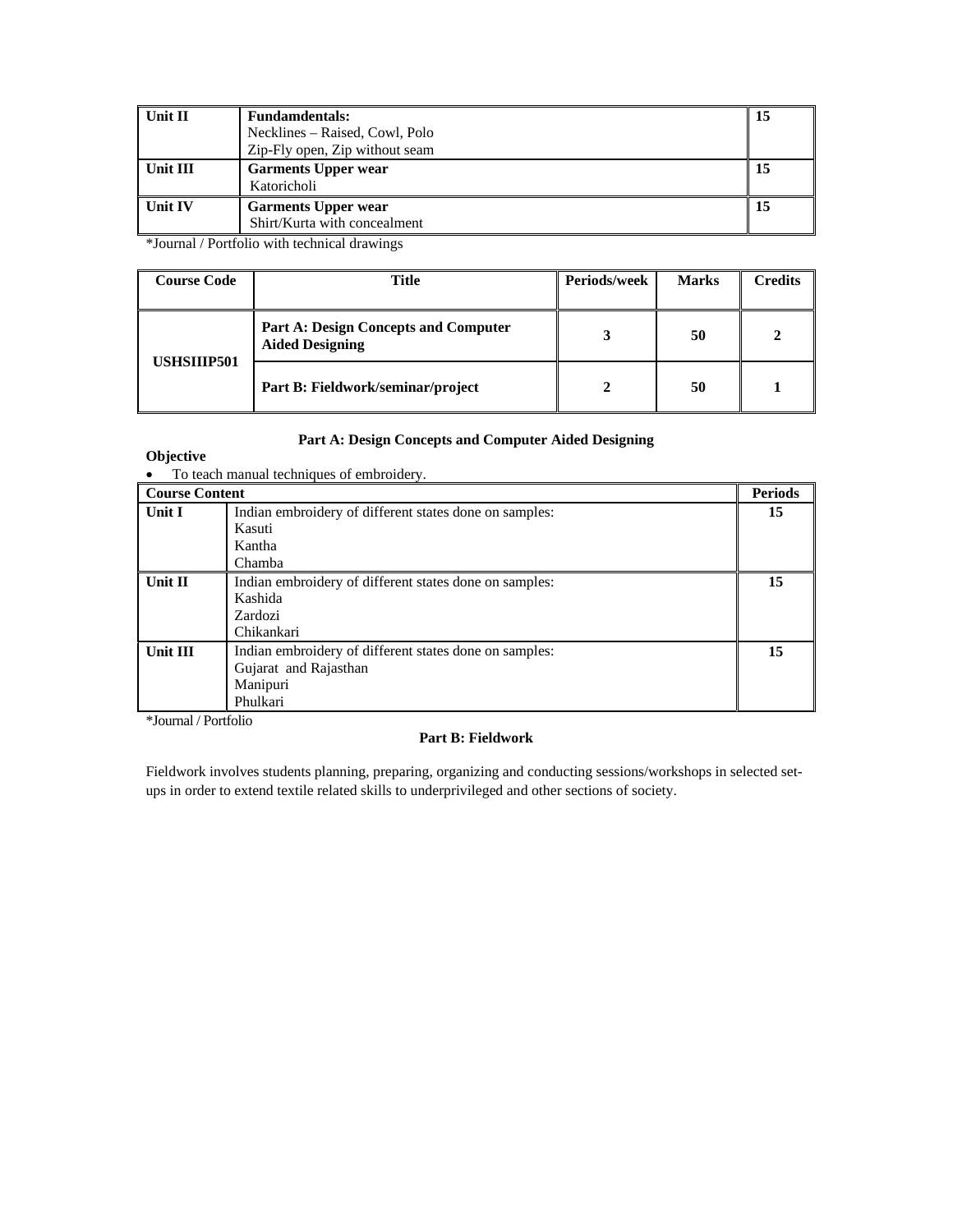| Unit II | **Fundamdentals:**<br>Necklines – Raised, Cowl, Polo<br>Zip-Fly open, Zip without seam | 15 |
|---|---|---|
| Unit III | **Garments Upper wear**<br>Katoricholi | 15 |
| Unit IV | **Garments Upper wear**<br>Shirt/Kurta with concealment | 15 |

*Journal / Portfolio with technical drawings

| Course Code | Title | Periods/week | Marks | Credits |
|---|---|---|---|---|
| USHSIIIP501 | **Part A: Design Concepts and Computer Aided Designing** | 3 | 50 | 2 |
| | **Part B: Fieldwork/seminar/project** | 2 | 50 | 1 |

### Part A: Design Concepts and Computer Aided Designing

**Objective**

- To teach manual techniques of embroidery.

| Course Content | | Periods |
|---|---|---|
| Unit I | Indian embroidery of different states done on samples:<br>Kasuti<br>Kantha<br>Chamba | 15 |
| Unit II | Indian embroidery of different states done on samples:<br>Kashida<br>Zardozi<br>Chikankari | 15 |
| Unit III | Indian embroidery of different states done on samples:<br>Gujarat and Rajasthan<br>Manipuri<br>Phulkari | 15 |

*Journal / Portfolio

### Part B: Fieldwork

Fieldwork involves students planning, preparing, organizing and conducting sessions/workshops in selected set-ups in order to extend textile related skills to underprivileged and other sections of society.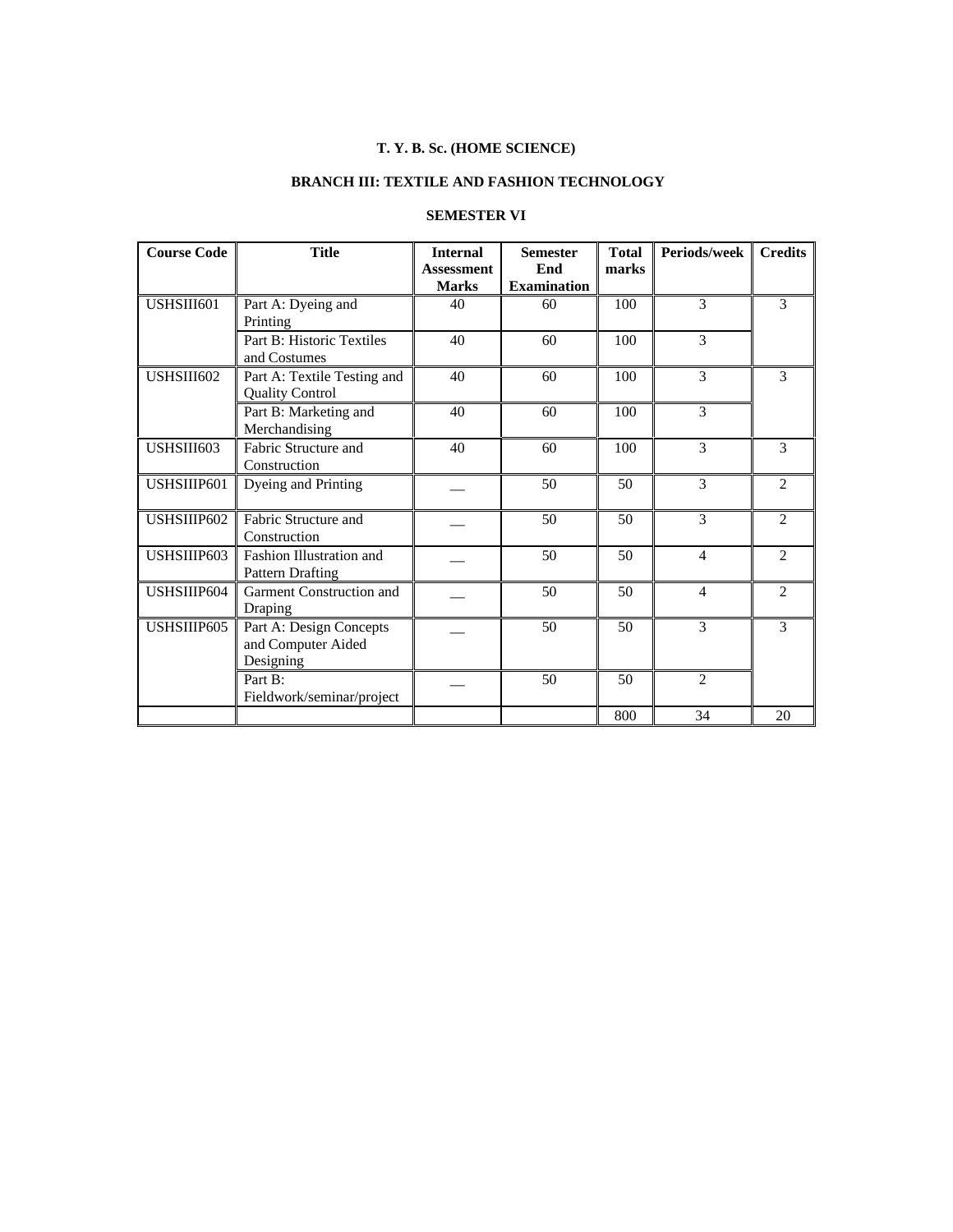**T. Y. B. Sc. (HOME SCIENCE)**

**BRANCH III: TEXTILE AND FASHION TECHNOLOGY**

**SEMESTER VI**

| Course Code | Title | Internal Assessment Marks | Semester End Examination | Total marks | Periods/week | Credits |
|---|---|---|---|---|---|---|
| USHSIII601 | Part A: Dyeing and Printing | 40 | 60 | 100 | 3 | 3 |
| | Part B: Historic Textiles and Costumes | 40 | 60 | 100 | 3 | |
| USHSIII602 | Part A: Textile Testing and Quality Control | 40 | 60 | 100 | 3 | 3 |
| | Part B: Marketing and Merchandising | 40 | 60 | 100 | 3 | |
| USHSIII603 | Fabric Structure and Construction | 40 | 60 | 100 | 3 | 3 |
| USHSIIIP601 | Dyeing and Printing | __ | 50 | 50 | 3 | 2 |
| USHSIIIP602 | Fabric Structure and Construction | __ | 50 | 50 | 3 | 2 |
| USHSIIIP603 | Fashion Illustration and Pattern Drafting | __ | 50 | 50 | 4 | 2 |
| USHSIIIP604 | Garment Construction and Draping | __ | 50 | 50 | 4 | 2 |
| USHSIIIP605 | Part A: Design Concepts and Computer Aided Designing | __ | 50 | 50 | 3 | 3 |
| | Part B: Fieldwork/seminar/project | __ | 50 | 50 | 2 | |
| | | | | 800 | 34 | 20 |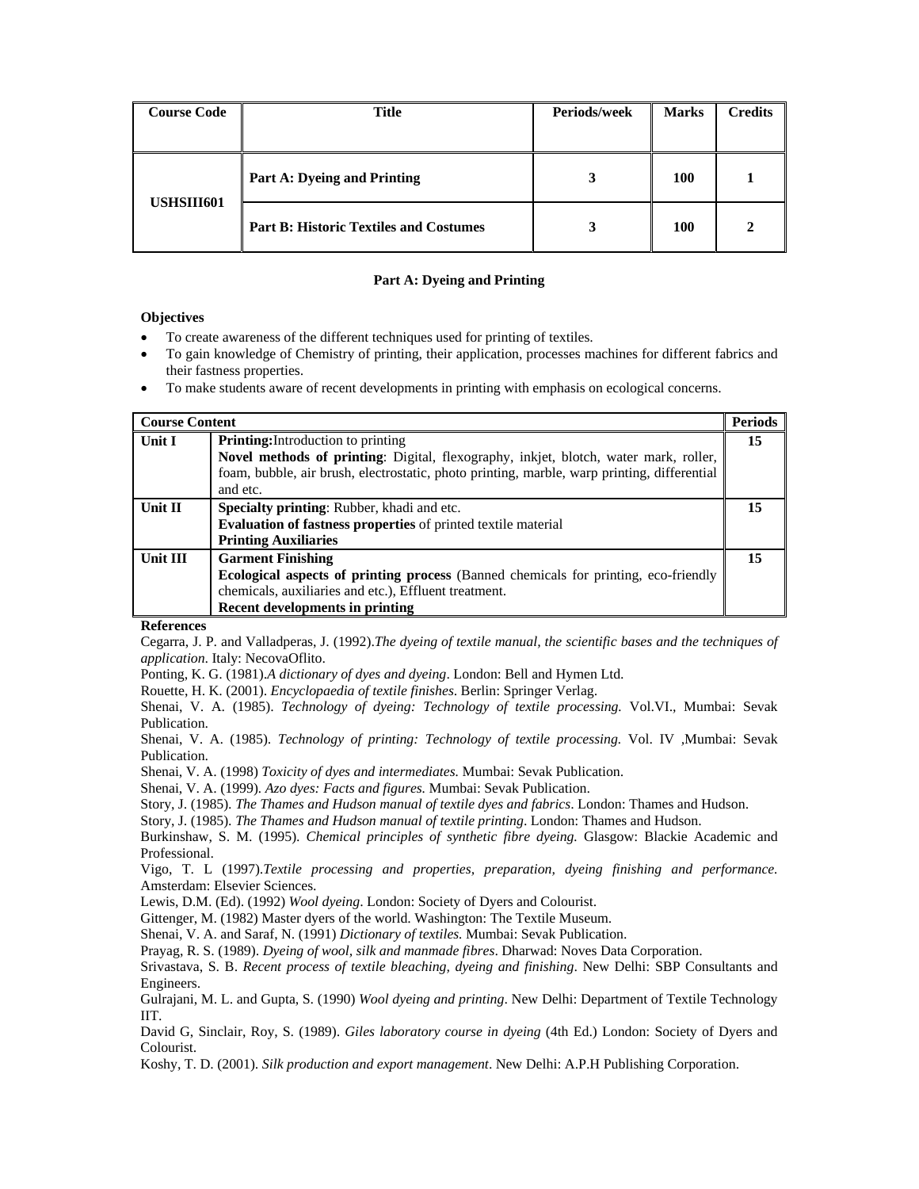| Course Code | Title | Periods/week | Marks | Credits |
|---|---|---|---|---|
| USHSIII601 | **Part A: Dyeing and Printing** | 3 | 100 | 1 |
| | **Part B: Historic Textiles and Costumes** | 3 | 100 | 2 |

**Part A: Dyeing and Printing**

**Objectives**

- To create awareness of the different techniques used for printing of textiles.
- To gain knowledge of Chemistry of printing, their application, processes machines for different fabrics and their fastness properties.
- To make students aware of recent developments in printing with emphasis on ecological concerns.

| Course Content | | Periods |
|---|---|---|
| **Unit I** | **Printing:**Introduction to printing<br>**Novel methods of printing**: Digital, flexography, inkjet, blotch, water mark, roller, foam, bubble, air brush, electrostatic, photo printing, marble, warp printing, differential and etc. | 15 |
| **Unit II** | **Specialty printing**: Rubber, khadi and etc.<br>**Evaluation of fastness properties** of printed textile material<br>**Printing Auxiliaries** | 15 |
| **Unit III** | **Garment Finishing**<br>**Ecological aspects of printing process** (Banned chemicals for printing, eco-friendly chemicals, auxiliaries and etc.), Effluent treatment.<br>**Recent developments in printing** | 15 |

**References**

Cegarra, J. P. and Valladperas, J. (1992).*The dyeing of textile manual, the scientific bases and the techniques of application*. Italy: NecovaOflito.

Ponting, K. G. (1981).*A dictionary of dyes and dyeing*. London: Bell and Hymen Ltd.

Rouette, H. K. (2001). *Encyclopaedia of textile finishes*. Berlin: Springer Verlag.

Shenai, V. A. (1985). *Technology of dyeing: Technology of textile processing.* Vol.VI., Mumbai: Sevak Publication.

Shenai, V. A. (1985). *Technology of printing: Technology of textile processing.* Vol. IV ,Mumbai: Sevak Publication.

Shenai, V. A. (1998) *Toxicity of dyes and intermediates.* Mumbai: Sevak Publication.

Shenai, V. A. (1999). *Azo dyes: Facts and figures.* Mumbai: Sevak Publication.

Story, J. (1985). *The Thames and Hudson manual of textile dyes and fabrics*. London: Thames and Hudson.

Story, J. (1985). *The Thames and Hudson manual of textile printing*. London: Thames and Hudson.

Burkinshaw, S. M. (1995). *Chemical principles of synthetic fibre dyeing.* Glasgow: Blackie Academic and Professional.

Vigo, T. L (1997).*Textile processing and properties, preparation, dyeing finishing and performance.* Amsterdam: Elsevier Sciences.

Lewis, D.M. (Ed). (1992) *Wool dyeing*. London: Society of Dyers and Colourist.

Gittenger, M. (1982) Master dyers of the world. Washington: The Textile Museum.

Shenai, V. A. and Saraf, N. (1991) *Dictionary of textiles.* Mumbai: Sevak Publication.

Prayag, R. S. (1989). *Dyeing of wool, silk and manmade fibres*. Dharwad: Noves Data Corporation.

Srivastava, S. B. *Recent process of textile bleaching, dyeing and finishing*. New Delhi: SBP Consultants and Engineers.

Gulrajani, M. L. and Gupta, S. (1990) *Wool dyeing and printing*. New Delhi: Department of Textile Technology IIT.

David G, Sinclair, Roy, S. (1989). *Giles laboratory course in dyeing* (4th Ed.) London: Society of Dyers and Colourist.

Koshy, T. D. (2001). *Silk production and export management*. New Delhi: A.P.H Publishing Corporation.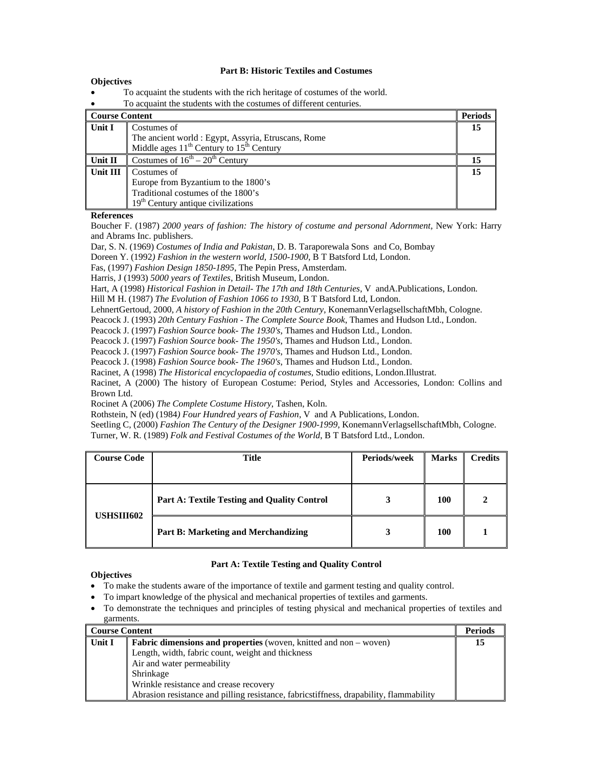### Part B: Historic Textiles and Costumes

**Objectives**

- To acquaint the students with the rich heritage of costumes of the world.
- To acquaint the students with the costumes of different centuries.

| Course Content | | Periods |
|---|---|---|
| **Unit I** | Costumes of<br>The ancient world : Egypt, Assyria, Etruscans, Rome<br>Middle ages 11th Century to 15th Century | **15** |
| **Unit II** | Costumes of 16th – 20th Century | **15** |
| **Unit III** | Costumes of<br>Europe from Byzantium to the 1800's<br>Traditional costumes of the 1800's<br>19th Century antique civilizations | **15** |

**References**

Boucher F. (1987) *2000 years of fashion: The history of costume and personal Adornment*, New York: Harry and Abrams Inc. publishers.

Dar, S. N. (1969) *Costumes of India and Pakistan*, D. B. Taraporewala Sons and Co, Bombay

Doreen Y. (1992*) Fashion in the western world, 1500-1900*, B T Batsford Ltd, London.

Fas, (1997) *Fashion Design 1850-1895*, The Pepin Press, Amsterdam.

Harris, J (1993) *5000 years of Textiles*, British Museum, London.

Hart, A (1998) *Historical Fashion in Detail- The 17th and 18th Centuries*, V andA.Publications, London.

Hill M H. (1987) *The Evolution of Fashion 1066 to 1930*, B T Batsford Ltd, London.

LehnertGertoud, 2000, *A history of Fashion in the 20th Century*, KonemannVerlagsellschaftMbh, Cologne.

Peacock J. (1993) *20th Century Fashion - The Complete Source Book*, Thames and Hudson Ltd., London.

Peacock J. (1997) *Fashion Source book- The 1930's*, Thames and Hudson Ltd., London.

Peacock J. (1997) *Fashion Source book- The 1950's*, Thames and Hudson Ltd., London.

Peacock J. (1997) *Fashion Source book- The 1970's*, Thames and Hudson Ltd., London.

Peacock J. (1998) *Fashion Source book- The 1960's*, Thames and Hudson Ltd., London.

Racinet, A (1998) *The Historical encyclopaedia of costumes*, Studio editions, London.Illustrat.

Racinet, A (2000) The history of European Costume: Period, Styles and Accessories, London: Collins and Brown Ltd.

Rocinet A (2006) *The Complete Costume History*, Tashen, Koln.

Rothstein, N (ed) (1984*) Four Hundred years of Fashion*, V and A Publications, London.

Seetling C, (2000) *Fashion The Century of the Designer 1900-1999*, KonemannVerlagsellschaftMbh, Cologne.

Turner, W. R. (1989) *Folk and Festival Costumes of the World*, B T Batsford Ltd., London.

| Course Code | Title | Periods/week | Marks | Credits |
|---|---|---|---|---|
| **USHSIII602** | **Part A: Textile Testing and Quality Control** | **3** | **100** | **2** |
| | **Part B: Marketing and Merchandizing** | **3** | **100** | **1** |

### Part A: Textile Testing and Quality Control

**Objectives**

- To make the students aware of the importance of textile and garment testing and quality control.
- To impart knowledge of the physical and mechanical properties of textiles and garments.
- To demonstrate the techniques and principles of testing physical and mechanical properties of textiles and garments.

| Course Content | | Periods |
|---|---|---|
| **Unit I** | **Fabric dimensions and properties** (woven, knitted and non – woven)<br>Length, width, fabric count, weight and thickness<br>Air and water permeability<br>Shrinkage<br>Wrinkle resistance and crease recovery<br>Abrasion resistance and pilling resistance, fabricstiffness, drapability, flammability | **15** |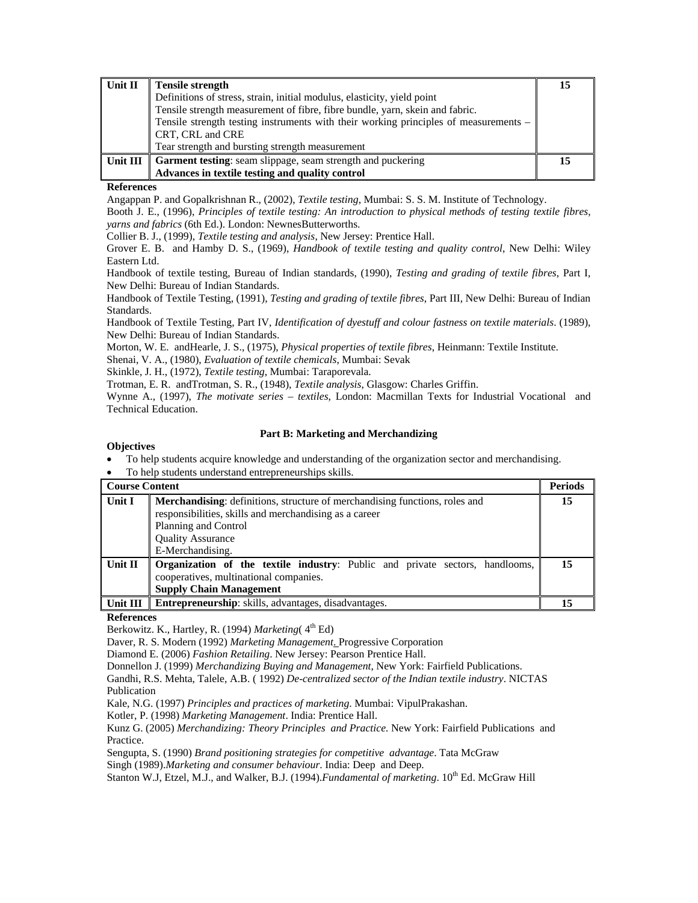| Unit II | **Tensile strength**<br>Definitions of stress, strain, initial modulus, elasticity, yield point<br>Tensile strength measurement of fibre, fibre bundle, yarn, skein and fabric.<br>Tensile strength testing instruments with their working principles of measurements – CRT, CRL and CRE<br>Tear strength and bursting strength measurement | 15 |
|---|---|---|
| Unit III | **Garment testing**: seam slippage, seam strength and puckering<br>**Advances in textile testing and quality control** | 15 |

**References**

Angappan P. and Gopalkrishnan R., (2002), *Textile testing*, Mumbai: S. S. M. Institute of Technology.

Booth J. E., (1996), *Principles of textile testing: An introduction to physical methods of testing textile fibres, yarns and fabrics* (6th Ed.). London: NewnesButterworths.

Collier B. J., (1999), *Textile testing and analysis*, New Jersey: Prentice Hall.

Grover E. B. and Hamby D. S., (1969), *Handbook of textile testing and quality control*, New Delhi: Wiley Eastern Ltd.

Handbook of textile testing, Bureau of Indian standards, (1990), *Testing and grading of textile fibres*, Part I, New Delhi: Bureau of Indian Standards.

Handbook of Textile Testing, (1991), *Testing and grading of textile fibres*, Part III, New Delhi: Bureau of Indian Standards.

Handbook of Textile Testing, Part IV, *Identification of dyestuff and colour fastness on textile materials*. (1989), New Delhi: Bureau of Indian Standards.

Morton, W. E. andHearle, J. S., (1975), *Physical properties of textile fibres*, Heinmann: Textile Institute.

Shenai, V. A., (1980), *Evaluation of textile chemicals*, Mumbai: Sevak

Skinkle, J. H., (1972), *Textile testing*, Mumbai: Taraporevala.

Trotman, E. R. andTrotman, S. R., (1948), *Textile analysis*, Glasgow: Charles Griffin.

Wynne A., (1997), *The motivate series – textiles*, London: Macmillan Texts for Industrial Vocational and Technical Education.

## Part B: Marketing and Merchandizing

**Objectives**

- To help students acquire knowledge and understanding of the organization sector and merchandising.
- To help students understand entrepreneurships skills.

| **Course Content** | | **Periods** |
|---|---|---|
| **Unit I** | **Merchandising**: definitions, structure of merchandising functions, roles and responsibilities, skills and merchandising as a career<br>Planning and Control<br>Quality Assurance<br>E-Merchandising. | **15** |
| **Unit II** | **Organization of the textile industry**: Public and private sectors, handlooms, cooperatives, multinational companies.<br>**Supply Chain Management** | **15** |
| **Unit III** | **Entrepreneurship**: skills, advantages, disadvantages. | **15** |

**References**

Berkowitz. K., Hartley, R. (1994) *Marketing*( 4th Ed)

Daver, R. S. Modern (1992) *Marketing Management*. Progressive Corporation

Diamond E. (2006) *Fashion Retailing*. New Jersey: Pearson Prentice Hall.

Donnellon J. (1999) *Merchandizing Buying and Management*, New York: Fairfield Publications.

Gandhi, R.S. Mehta, Talele, A.B. ( 1992) *De-centralized sector of the Indian textile industry*. NICTAS Publication

Kale, N.G. (1997) *Principles and practices of marketing*. Mumbai: VipulPrakashan.

Kotler, P. (1998) *Marketing Management*. India: Prentice Hall.

Kunz G. (2005) *Merchandizing: Theory Principles and Practice*. New York: Fairfield Publications and Practice.

Sengupta, S. (1990) *Brand positioning strategies for competitive advantage*. Tata McGraw

Singh (1989).*Marketing and consumer behaviour*. India: Deep and Deep.

Stanton W.J, Etzel, M.J., and Walker, B.J. (1994).*Fundamental of marketing*. 10th Ed. McGraw Hill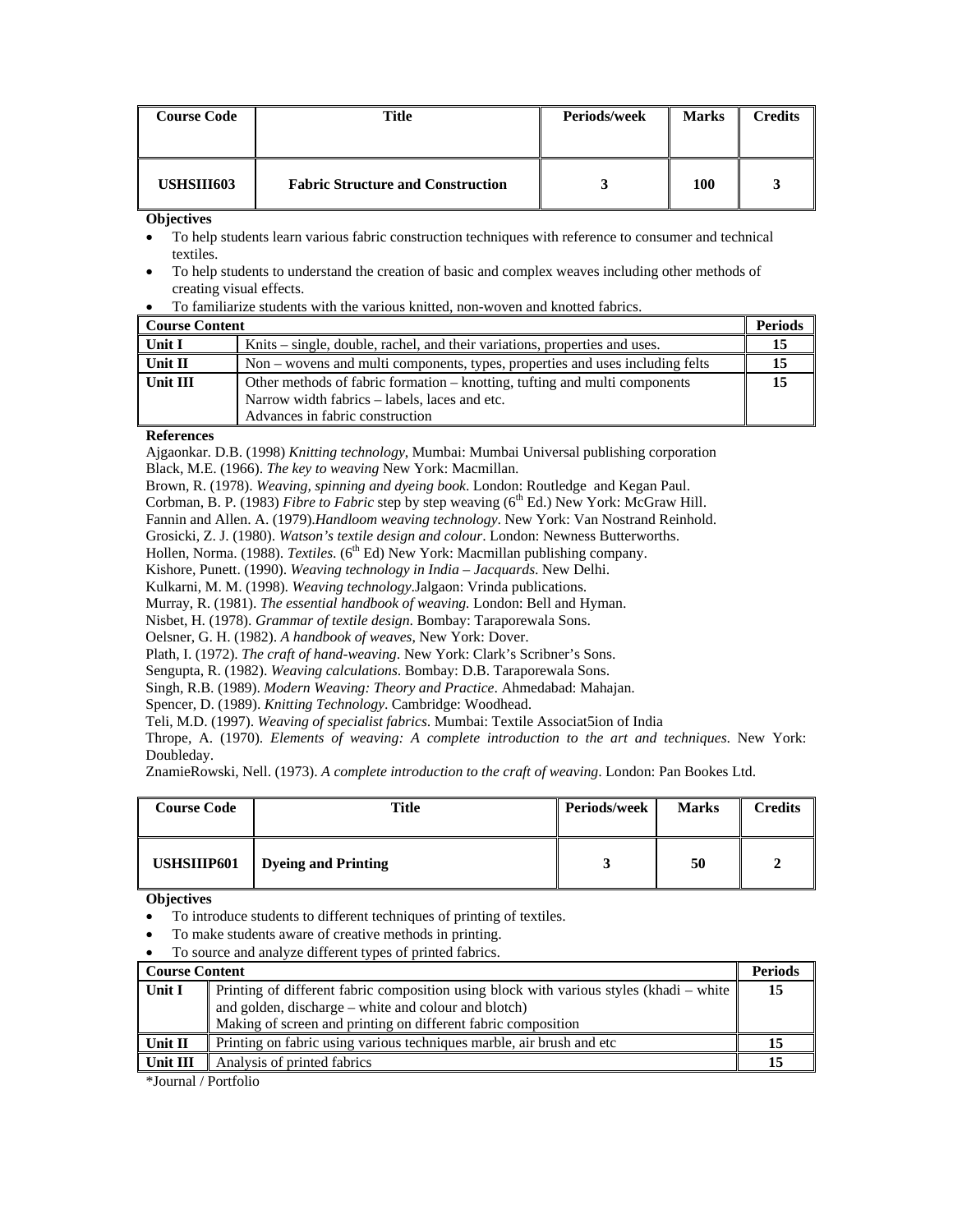| Course Code | Title | Periods/week | Marks | Credits |
|---|---|---|---|---|
| **USHSIII603** | **Fabric Structure and Construction** | **3** | **100** | **3** |

**Objectives**

- To help students learn various fabric construction techniques with reference to consumer and technical textiles.
- To help students to understand the creation of basic and complex weaves including other methods of creating visual effects.
- To familiarize students with the various knitted, non-woven and knotted fabrics.

| **Course Content** | | **Periods** |
|---|---|---|
| **Unit I** | Knits – single, double, rachel, and their variations, properties and uses. | **15** |
| **Unit II** | Non – wovens and multi components, types, properties and uses including felts | **15** |
| **Unit III** | Other methods of fabric formation – knotting, tufting and multi components<br>Narrow width fabrics – labels, laces and etc.<br>Advances in fabric construction | **15** |

**References**

Ajgaonkar. D.B. (1998) *Knitting technology*, Mumbai: Mumbai Universal publishing corporation
Black, M.E. (1966). *The key to weaving* New York: Macmillan.
Brown, R. (1978). *Weaving, spinning and dyeing book*. London: Routledge and Kegan Paul.
Corbman, B. P. (1983) *Fibre to Fabric* step by step weaving (6th Ed.) New York: McGraw Hill.
Fannin and Allen. A. (1979).*Handloom weaving technology*. New York: Van Nostrand Reinhold.
Grosicki, Z. J. (1980). *Watson's textile design and colour*. London: Newness Butterworths.
Hollen, Norma. (1988). *Textiles.* (6th Ed) New York: Macmillan publishing company.
Kishore, Punett. (1990). *Weaving technology in India – Jacquards*. New Delhi.
Kulkarni, M. M. (1998). *Weaving technology*.Jalgaon: Vrinda publications.
Murray, R. (1981). *The essential handbook of weaving.* London: Bell and Hyman.
Nisbet, H. (1978). *Grammar of textile design*. Bombay: Taraporewala Sons.
Oelsner, G. H. (1982). *A handbook of weaves*, New York: Dover.
Plath, I. (1972). *The craft of hand-weaving*. New York: Clark's Scribner's Sons.
Sengupta, R. (1982). *Weaving calculations*. Bombay: D.B. Taraporewala Sons.
Singh, R.B. (1989). *Modern Weaving: Theory and Practice*. Ahmedabad: Mahajan.
Spencer, D. (1989). *Knitting Technology*. Cambridge: Woodhead.
Teli, M.D. (1997). *Weaving of specialist fabrics*. Mumbai: Textile Associat5ion of India
Thrope, A. (1970). *Elements of weaving: A complete introduction to the art and techniques*. New York: Doubleday.
ZnamieRowski, Nell. (1973). *A complete introduction to the craft of weaving*. London: Pan Bookes Ltd.

| Course Code | Title | Periods/week | Marks | Credits |
|---|---|---|---|---|
| **USHSIIIP601** | **Dyeing and Printing** | **3** | **50** | **2** |

**Objectives**

- To introduce students to different techniques of printing of textiles.
- To make students aware of creative methods in printing.
- To source and analyze different types of printed fabrics.

| **Course Content** | | **Periods** |
|---|---|---|
| **Unit I** | Printing of different fabric composition using block with various styles (khadi – white and golden, discharge – white and colour and blotch)<br>Making of screen and printing on different fabric composition | **15** |
| **Unit II** | Printing on fabric using various techniques marble, air brush and etc | **15** |
| **Unit III** | Analysis of printed fabrics | **15** |

*Journal / Portfolio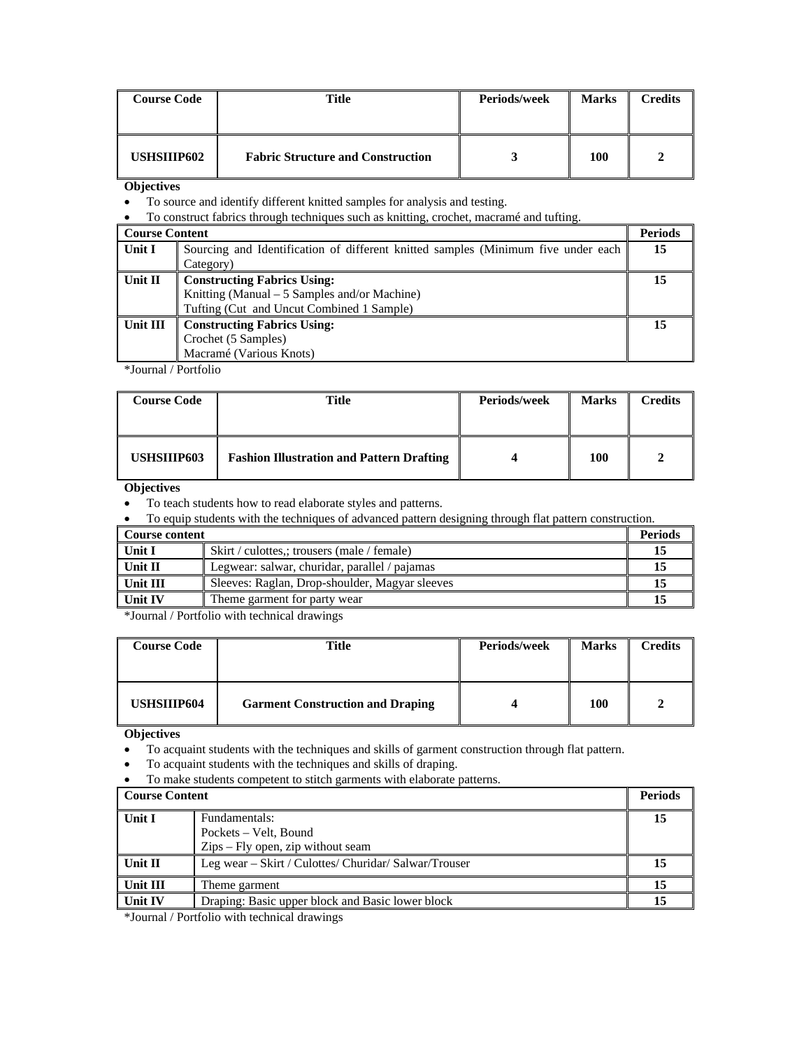| Course Code | Title | Periods/week | Marks | Credits |
|---|---|---|---|---|
| **USHSIIIP602** | **Fabric Structure and Construction** | **3** | **100** | **2** |

**Objectives**

- To source and identify different knitted samples for analysis and testing.
- To construct fabrics through techniques such as knitting, crochet, macramé and tufting.

| **Course Content** | | **Periods** |
|---|---|---|
| **Unit I** | Sourcing and Identification of different knitted samples (Minimum five under each Category) | **15** |
| **Unit II** | **Constructing Fabrics Using:**<br>Knitting (Manual – 5 Samples and/or Machine)<br>Tufting (Cut and Uncut Combined 1 Sample) | **15** |
| **Unit III** | **Constructing Fabrics Using:**<br>Crochet (5 Samples)<br>Macramé (Various Knots) | **15** |

*Journal / Portfolio

| Course Code | Title | Periods/week | Marks | Credits |
|---|---|---|---|---|
| **USHSIIIP603** | **Fashion Illustration and Pattern Drafting** | **4** | **100** | **2** |

**Objectives**

- To teach students how to read elaborate styles and patterns.
- To equip students with the techniques of advanced pattern designing through flat pattern construction.

| **Course content** | | **Periods** |
|---|---|---|
| **Unit I** | Skirt / culottes,; trousers (male / female) | **15** |
| **Unit II** | Legwear: salwar, churidar, parallel / pajamas | **15** |
| **Unit III** | Sleeves: Raglan, Drop-shoulder, Magyar sleeves | **15** |
| **Unit IV** | Theme garment for party wear | **15** |

*Journal / Portfolio with technical drawings

| Course Code | Title | Periods/week | Marks | Credits |
|---|---|---|---|---|
| **USHSIIIP604** | **Garment Construction and Draping** | **4** | **100** | **2** |

**Objectives**

- To acquaint students with the techniques and skills of garment construction through flat pattern.
- To acquaint students with the techniques and skills of draping.
- To make students competent to stitch garments with elaborate patterns.

| **Course Content** | | **Periods** |
|---|---|---|
| **Unit I** | Fundamentals:<br>Pockets – Velt, Bound<br>Zips – Fly open, zip without seam | **15** |
| **Unit II** | Leg wear – Skirt / Culottes/ Churidar/ Salwar/Trouser | **15** |
| **Unit III** | Theme garment | **15** |
| **Unit IV** | Draping: Basic upper block and Basic lower block | **15** |

*Journal / Portfolio with technical drawings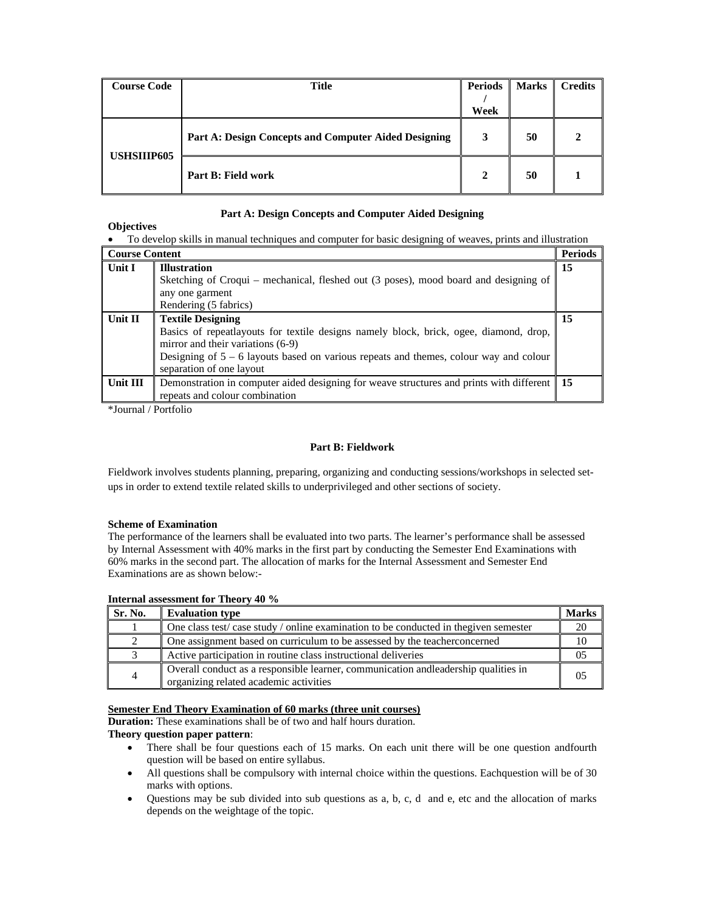| Course Code | Title | Periods / Week | Marks | Credits |
|---|---|---|---|---|
| USHSIIIP605 | **Part A: Design Concepts and Computer Aided Designing** | **3** | **50** | **2** |
| | **Part B: Field work** | **2** | **50** | **1** |

### Part A: Design Concepts and Computer Aided Designing

**Objectives**

- To develop skills in manual techniques and computer for basic designing of weaves, prints and illustration

| Course Content | | Periods |
|---|---|---|
| **Unit I** | **Illustration**<br>Sketching of Croqui – mechanical, fleshed out (3 poses), mood board and designing of any one garment<br>Rendering (5 fabrics) | **15** |
| **Unit II** | **Textile Designing**<br>Basics of repeatlayouts for textile designs namely block, brick, ogee, diamond, drop, mirror and their variations (6-9)<br>Designing of 5 – 6 layouts based on various repeats and themes, colour way and colour separation of one layout | **15** |
| **Unit III** | Demonstration in computer aided designing for weave structures and prints with different repeats and colour combination | **15** |

*Journal / Portfolio

### Part B: Fieldwork

Fieldwork involves students planning, preparing, organizing and conducting sessions/workshops in selected set-ups in order to extend textile related skills to underprivileged and other sections of society.

**Scheme of Examination**

The performance of the learners shall be evaluated into two parts. The learner's performance shall be assessed by Internal Assessment with 40% marks in the first part by conducting the Semester End Examinations with 60% marks in the second part. The allocation of marks for the Internal Assessment and Semester End Examinations are as shown below:-

**Internal assessment for Theory 40 %**

| Sr. No. | Evaluation type | Marks |
|---|---|---|
| 1 | One class test/ case study / online examination to be conducted in thegiven semester | 20 |
| 2 | One assignment based on curriculum to be assessed by the teacherconcerned | 10 |
| 3 | Active participation in routine class instructional deliveries | 05 |
| 4 | Overall conduct as a responsible learner, communication andleadership qualities in organizing related academic activities | 05 |

**Semester End Theory Examination of 60 marks (three unit courses)**

**Duration:** These examinations shall be of two and half hours duration.

**Theory question paper pattern**:

- There shall be four questions each of 15 marks. On each unit there will be one question andfourth question will be based on entire syllabus.
- All questions shall be compulsory with internal choice within the questions. Eachquestion will be of 30 marks with options.
- Questions may be sub divided into sub questions as a, b, c, d and e, etc and the allocation of marks depends on the weightage of the topic.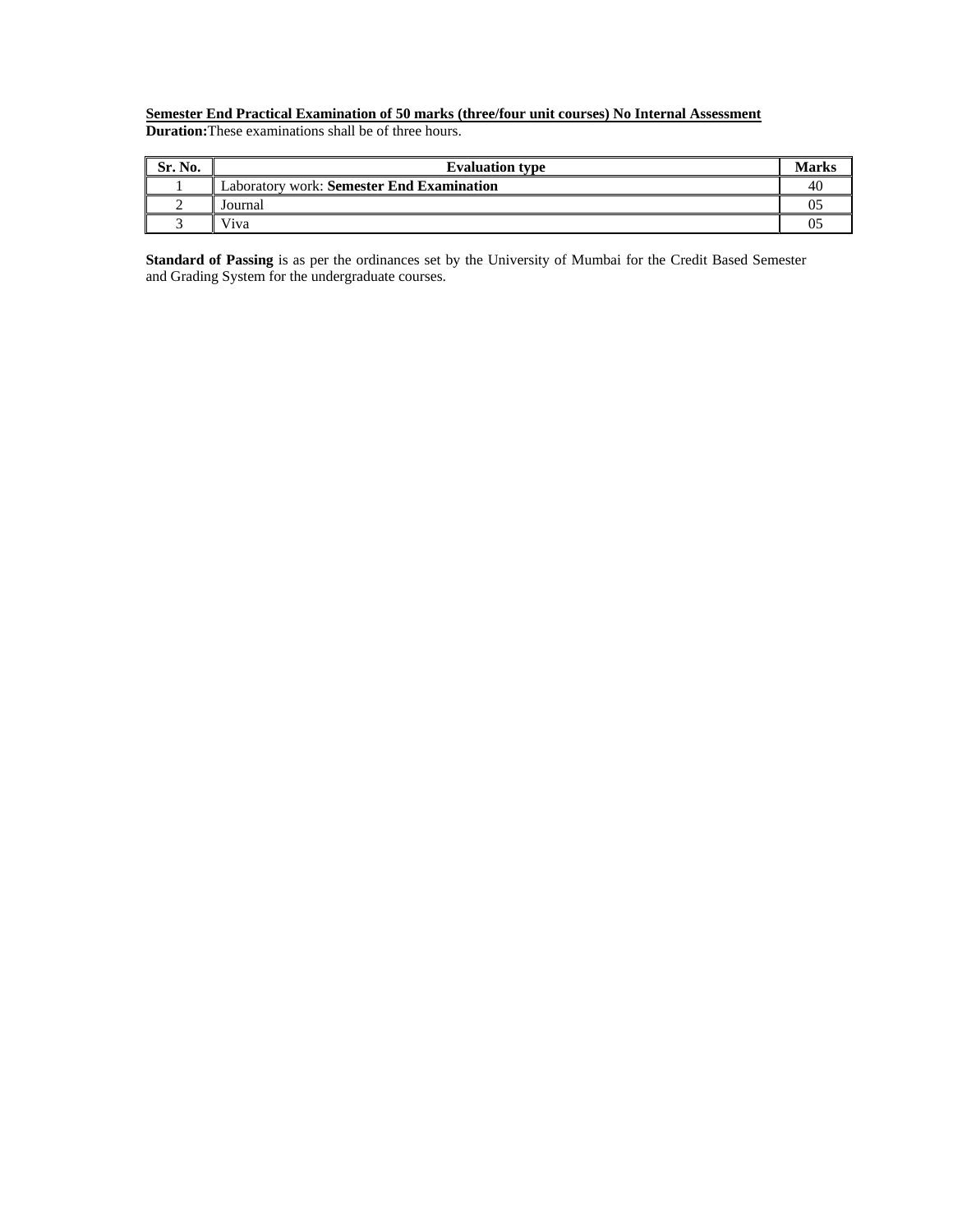**<u>Semester End Practical Examination of 50 marks (three/four unit courses) No Internal Assessment</u>**
**Duration:**These examinations shall be of three hours.

| Sr. No. | Evaluation type | Marks |
|---|---|---|
| 1 | Laboratory work: **Semester End Examination** | 40 |
| 2 | Journal | 05 |
| 3 | Viva | 05 |

**Standard of Passing** is as per the ordinances set by the University of Mumbai for the Credit Based Semester and Grading System for the undergraduate courses.